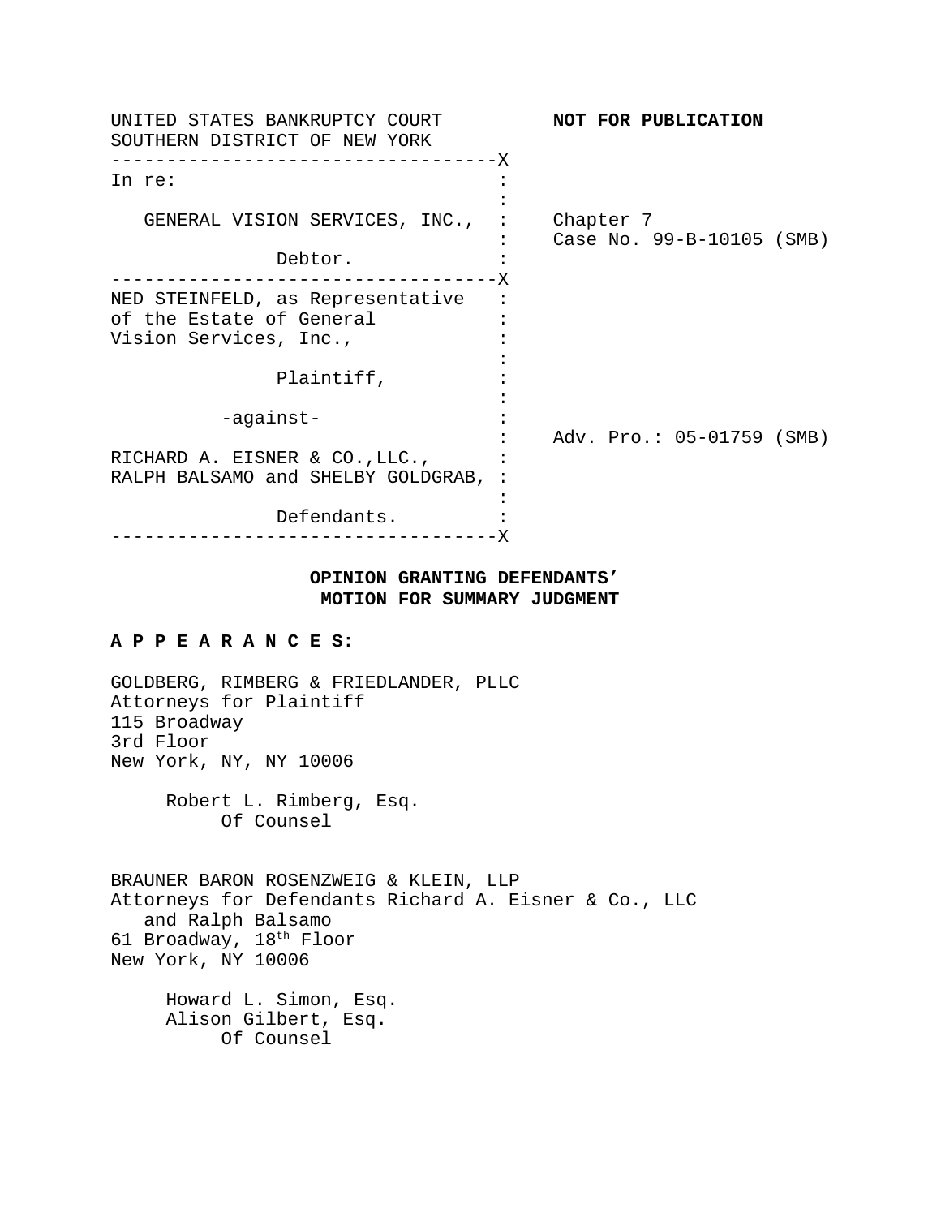UNITED STATES BANKRUPTCY COURT
SOUTHERN DISTRICT OF NEW YORK

**NOT FOR PUBLICATION**

| | |
|---|---|
| In re:<br><br>GENERAL VISION SERVICES, INC.,<br><br>Debtor. | Chapter 7<br>Case No. 99-B-10105 (SMB) |
| NED STEINFELD, as Representative of the Estate of General Vision Services, Inc.,<br><br>Plaintiff,<br><br>-against-<br><br>RICHARD A. EISNER & CO.,LLC., RALPH BALSAMO and SHELBY GOLDGRAB,<br><br>Defendants. | Adv. Pro.: 05-01759 (SMB) |

**OPINION GRANTING DEFENDANTS' MOTION FOR SUMMARY JUDGMENT**

**A P P E A R A N C E S:**

GOLDBERG, RIMBERG & FRIEDLANDER, PLLC
Attorneys for Plaintiff
115 Broadway
3rd Floor
New York, NY, NY 10006

Robert L. Rimberg, Esq.
Of Counsel

BRAUNER BARON ROSENZWEIG & KLEIN, LLP
Attorneys for Defendants Richard A. Eisner & Co., LLC and Ralph Balsamo
61 Broadway, 18th Floor
New York, NY 10006

Howard L. Simon, Esq.
Alison Gilbert, Esq.
Of Counsel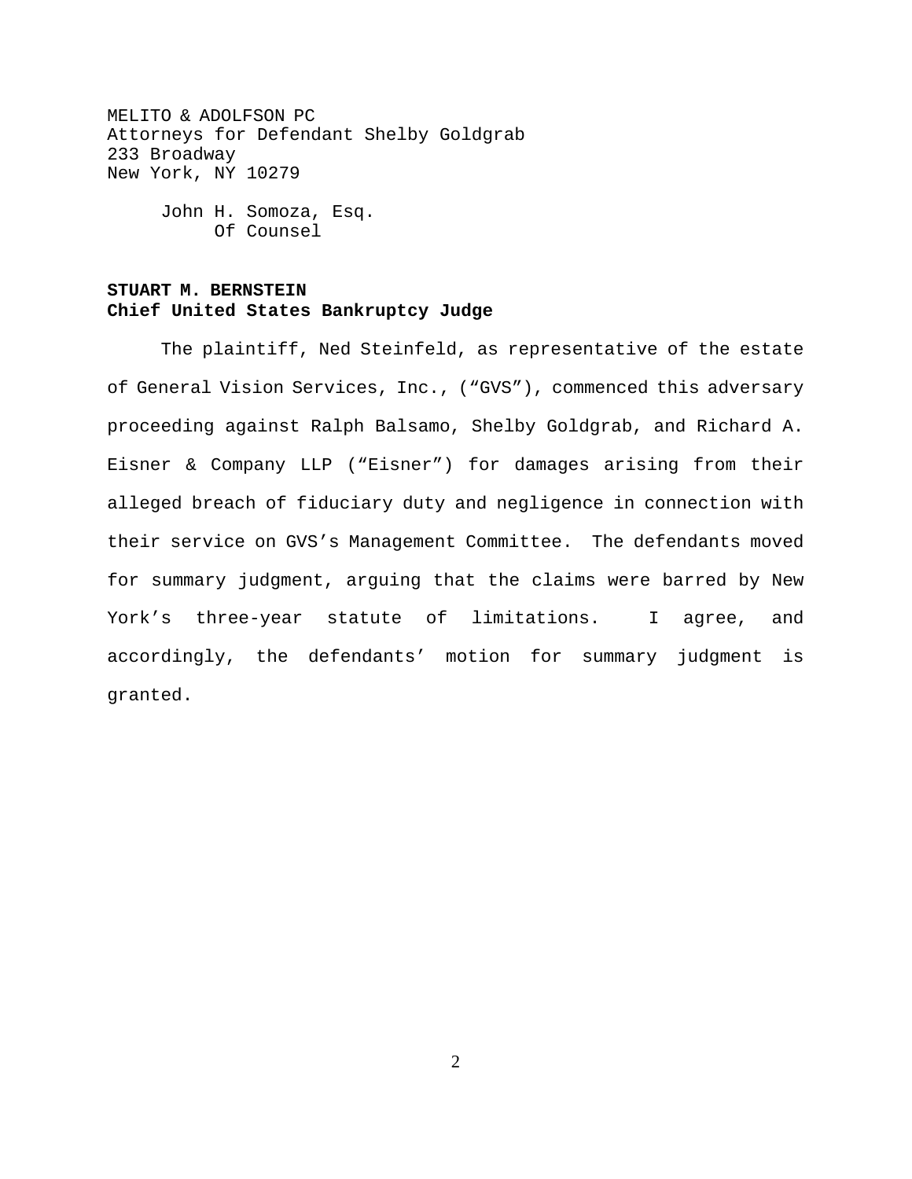MELITO & ADOLFSON PC
Attorneys for Defendant Shelby Goldgrab
233 Broadway
New York, NY 10279

John H. Somoza, Esq.
Of Counsel

**STUART M. BERNSTEIN**
**Chief United States Bankruptcy Judge**

The plaintiff, Ned Steinfeld, as representative of the estate of General Vision Services, Inc., ("GVS"), commenced this adversary proceeding against Ralph Balsamo, Shelby Goldgrab, and Richard A. Eisner & Company LLP ("Eisner") for damages arising from their alleged breach of fiduciary duty and negligence in connection with their service on GVS's Management Committee. The defendants moved for summary judgment, arguing that the claims were barred by New York's three-year statute of limitations. I agree, and accordingly, the defendants' motion for summary judgment is granted.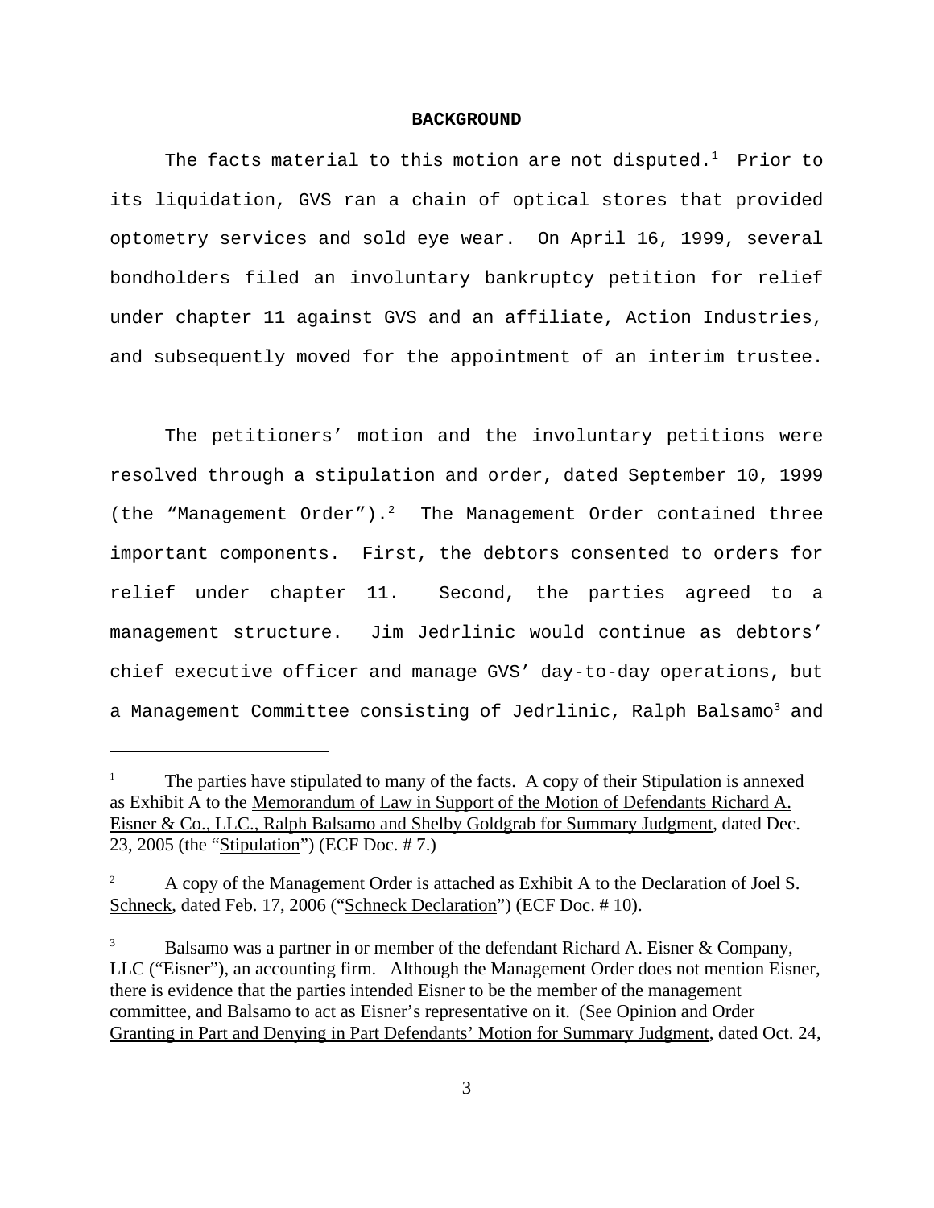## BACKGROUND

The facts material to this motion are not disputed.[1] Prior to its liquidation, GVS ran a chain of optical stores that provided optometry services and sold eye wear. On April 16, 1999, several bondholders filed an involuntary bankruptcy petition for relief under chapter 11 against GVS and an affiliate, Action Industries, and subsequently moved for the appointment of an interim trustee.

The petitioners' motion and the involuntary petitions were resolved through a stipulation and order, dated September 10, 1999 (the "Management Order").[2] The Management Order contained three important components. First, the debtors consented to orders for relief under chapter 11. Second, the parties agreed to a management structure. Jim Jedrlinic would continue as debtors' chief executive officer and manage GVS' day-to-day operations, but a Management Committee consisting of Jedrlinic, Ralph Balsamo[3] and

---

[1] The parties have stipulated to many of the facts. A copy of their Stipulation is annexed as Exhibit A to the Memorandum of Law in Support of the Motion of Defendants Richard A. Eisner & Co., LLC., Ralph Balsamo and Shelby Goldgrab for Summary Judgment, dated Dec. 23, 2005 (the "Stipulation") (ECF Doc. # 7.)

[2] A copy of the Management Order is attached as Exhibit A to the Declaration of Joel S. Schneck, dated Feb. 17, 2006 ("Schneck Declaration") (ECF Doc. # 10).

[3] Balsamo was a partner in or member of the defendant Richard A. Eisner & Company, LLC ("Eisner"), an accounting firm. Although the Management Order does not mention Eisner, there is evidence that the parties intended Eisner to be the member of the management committee, and Balsamo to act as Eisner's representative on it. (See Opinion and Order Granting in Part and Denying in Part Defendants' Motion for Summary Judgment, dated Oct. 24,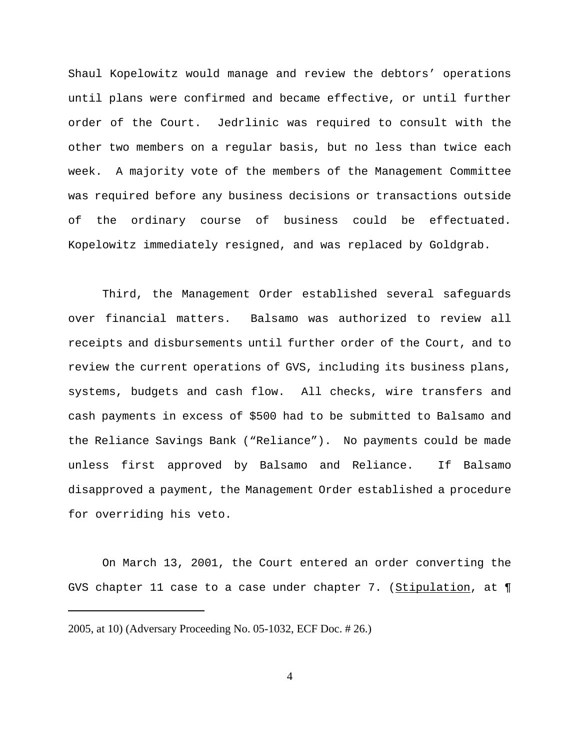Shaul Kopelowitz would manage and review the debtors' operations until plans were confirmed and became effective, or until further order of the Court. Jedrlinic was required to consult with the other two members on a regular basis, but no less than twice each week. A majority vote of the members of the Management Committee was required before any business decisions or transactions outside of the ordinary course of business could be effectuated. Kopelowitz immediately resigned, and was replaced by Goldgrab.

Third, the Management Order established several safeguards over financial matters. Balsamo was authorized to review all receipts and disbursements until further order of the Court, and to review the current operations of GVS, including its business plans, systems, budgets and cash flow. All checks, wire transfers and cash payments in excess of $500 had to be submitted to Balsamo and the Reliance Savings Bank ("Reliance"). No payments could be made unless first approved by Balsamo and Reliance. If Balsamo disapproved a payment, the Management Order established a procedure for overriding his veto.

On March 13, 2001, the Court entered an order converting the GVS chapter 11 case to a case under chapter 7. (Stipulation, at ¶

---

2005, at 10) (Adversary Proceeding No. 05-1032, ECF Doc. # 26.)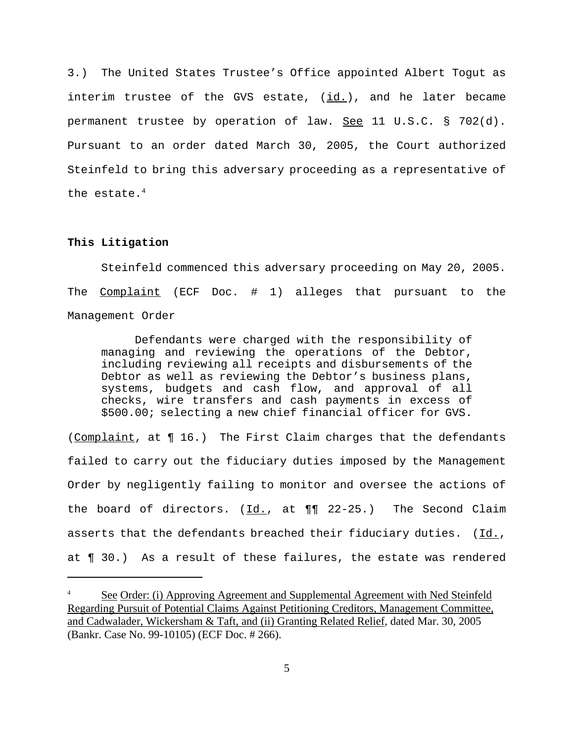3.) The United States Trustee's Office appointed Albert Togut as interim trustee of the GVS estate, (id.), and he later became permanent trustee by operation of law. See 11 U.S.C. § 702(d). Pursuant to an order dated March 30, 2005, the Court authorized Steinfeld to bring this adversary proceeding as a representative of the estate.[4]

**This Litigation**

Steinfeld commenced this adversary proceeding on May 20, 2005. The Complaint (ECF Doc. # 1) alleges that pursuant to the Management Order

> Defendants were charged with the responsibility of managing and reviewing the operations of the Debtor, including reviewing all receipts and disbursements of the Debtor as well as reviewing the Debtor's business plans, systems, budgets and cash flow, and approval of all checks, wire transfers and cash payments in excess of $500.00; selecting a new chief financial officer for GVS.

(Complaint, at ¶ 16.) The First Claim charges that the defendants failed to carry out the fiduciary duties imposed by the Management Order by negligently failing to monitor and oversee the actions of the board of directors. (Id., at ¶¶ 22-25.) The Second Claim asserts that the defendants breached their fiduciary duties. (Id., at ¶ 30.) As a result of these failures, the estate was rendered

---

[4] See Order: (i) Approving Agreement and Supplemental Agreement with Ned Steinfeld Regarding Pursuit of Potential Claims Against Petitioning Creditors, Management Committee, and Cadwalader, Wickersham & Taft, and (ii) Granting Related Relief, dated Mar. 30, 2005 (Bankr. Case No. 99-10105) (ECF Doc. # 266).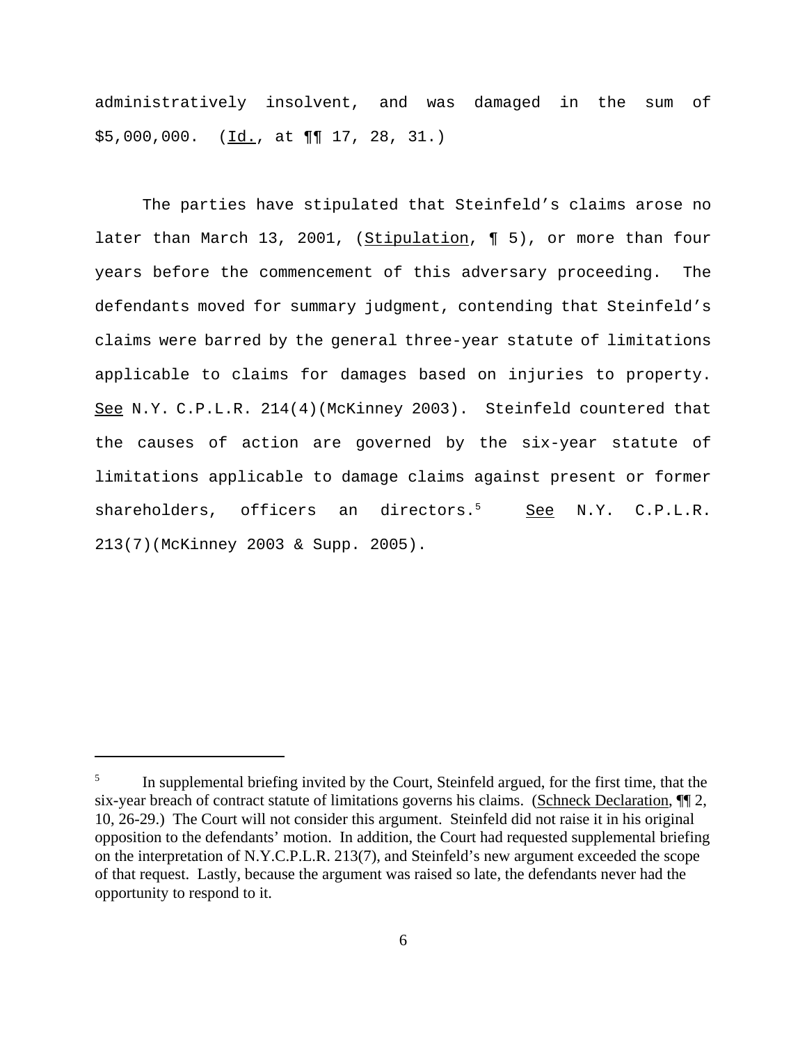administratively insolvent, and was damaged in the sum of $5,000,000. (Id., at ¶¶ 17, 28, 31.)

The parties have stipulated that Steinfeld's claims arose no later than March 13, 2001, (Stipulation, ¶ 5), or more than four years before the commencement of this adversary proceeding. The defendants moved for summary judgment, contending that Steinfeld's claims were barred by the general three-year statute of limitations applicable to claims for damages based on injuries to property. See N.Y. C.P.L.R. 214(4)(McKinney 2003). Steinfeld countered that the causes of action are governed by the six-year statute of limitations applicable to damage claims against present or former shareholders, officers an directors.[5] See N.Y. C.P.L.R. 213(7)(McKinney 2003 & Supp. 2005).

---

[5] In supplemental briefing invited by the Court, Steinfeld argued, for the first time, that the six-year breach of contract statute of limitations governs his claims. (Schneck Declaration, ¶¶ 2, 10, 26-29.) The Court will not consider this argument. Steinfeld did not raise it in his original opposition to the defendants' motion. In addition, the Court had requested supplemental briefing on the interpretation of N.Y.C.P.L.R. 213(7), and Steinfeld's new argument exceeded the scope of that request. Lastly, because the argument was raised so late, the defendants never had the opportunity to respond to it.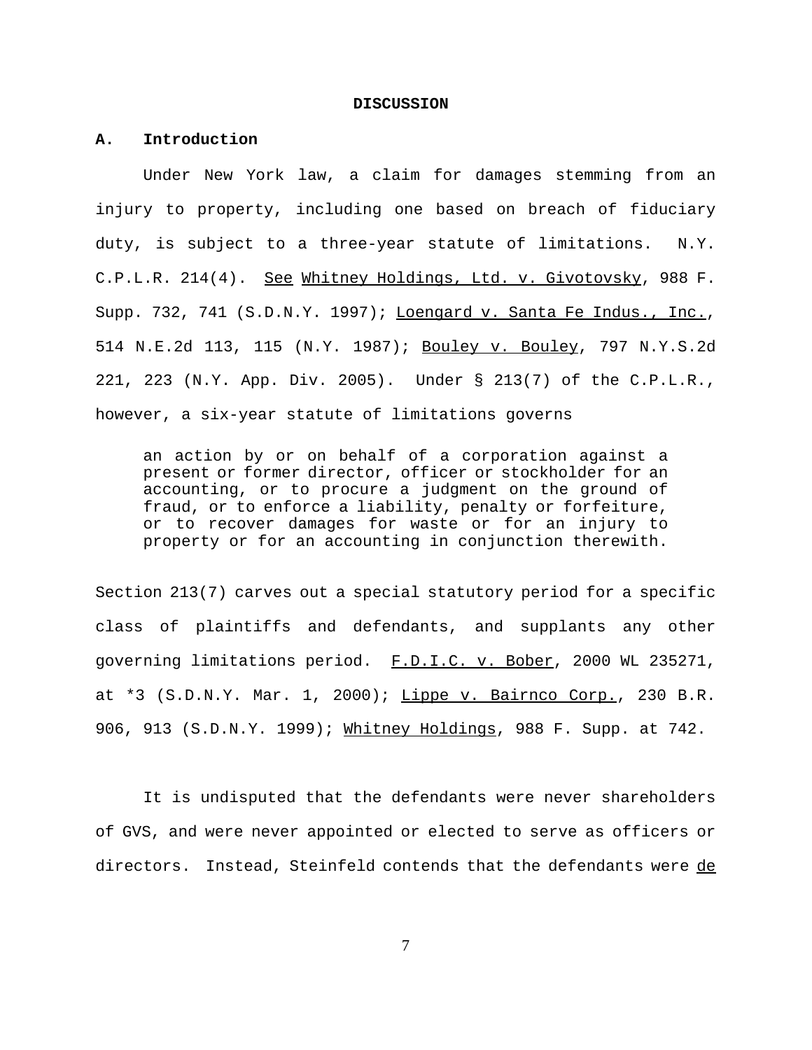**DISCUSSION**

**A. Introduction**

Under New York law, a claim for damages stemming from an injury to property, including one based on breach of fiduciary duty, is subject to a three-year statute of limitations. N.Y. C.P.L.R. 214(4). See Whitney Holdings, Ltd. v. Givotovsky, 988 F. Supp. 732, 741 (S.D.N.Y. 1997); Loengard v. Santa Fe Indus., Inc., 514 N.E.2d 113, 115 (N.Y. 1987); Bouley v. Bouley, 797 N.Y.S.2d 221, 223 (N.Y. App. Div. 2005). Under § 213(7) of the C.P.L.R., however, a six-year statute of limitations governs

> an action by or on behalf of a corporation against a present or former director, officer or stockholder for an accounting, or to procure a judgment on the ground of fraud, or to enforce a liability, penalty or forfeiture, or to recover damages for waste or for an injury to property or for an accounting in conjunction therewith.

Section 213(7) carves out a special statutory period for a specific class of plaintiffs and defendants, and supplants any other governing limitations period. F.D.I.C. v. Bober, 2000 WL 235271, at *3 (S.D.N.Y. Mar. 1, 2000); Lippe v. Bairnco Corp., 230 B.R. 906, 913 (S.D.N.Y. 1999); Whitney Holdings, 988 F. Supp. at 742.

It is undisputed that the defendants were never shareholders of GVS, and were never appointed or elected to serve as officers or directors. Instead, Steinfeld contends that the defendants were de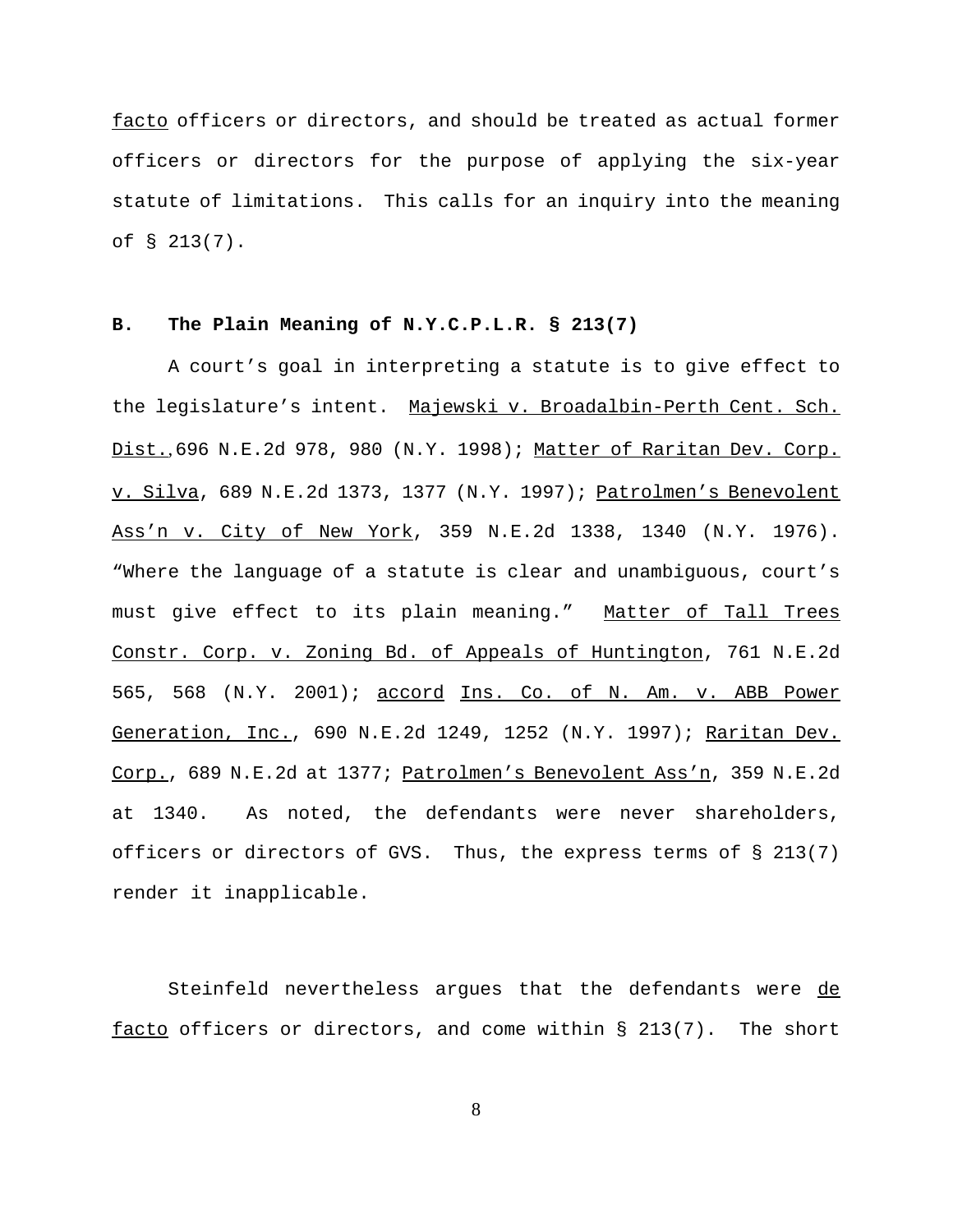facto officers or directors, and should be treated as actual former officers or directors for the purpose of applying the six-year statute of limitations. This calls for an inquiry into the meaning of § 213(7).

**B. The Plain Meaning of N.Y.C.P.L.R. § 213(7)**

A court's goal in interpreting a statute is to give effect to the legislature's intent. Majewski v. Broadalbin-Perth Cent. Sch. Dist.,696 N.E.2d 978, 980 (N.Y. 1998); Matter of Raritan Dev. Corp. v. Silva, 689 N.E.2d 1373, 1377 (N.Y. 1997); Patrolmen's Benevolent Ass'n v. City of New York, 359 N.E.2d 1338, 1340 (N.Y. 1976). "Where the language of a statute is clear and unambiguous, court's must give effect to its plain meaning." Matter of Tall Trees Constr. Corp. v. Zoning Bd. of Appeals of Huntington, 761 N.E.2d 565, 568 (N.Y. 2001); accord Ins. Co. of N. Am. v. ABB Power Generation, Inc., 690 N.E.2d 1249, 1252 (N.Y. 1997); Raritan Dev. Corp., 689 N.E.2d at 1377; Patrolmen's Benevolent Ass'n, 359 N.E.2d at 1340. As noted, the defendants were never shareholders, officers or directors of GVS. Thus, the express terms of § 213(7) render it inapplicable.

Steinfeld nevertheless argues that the defendants were de facto officers or directors, and come within § 213(7). The short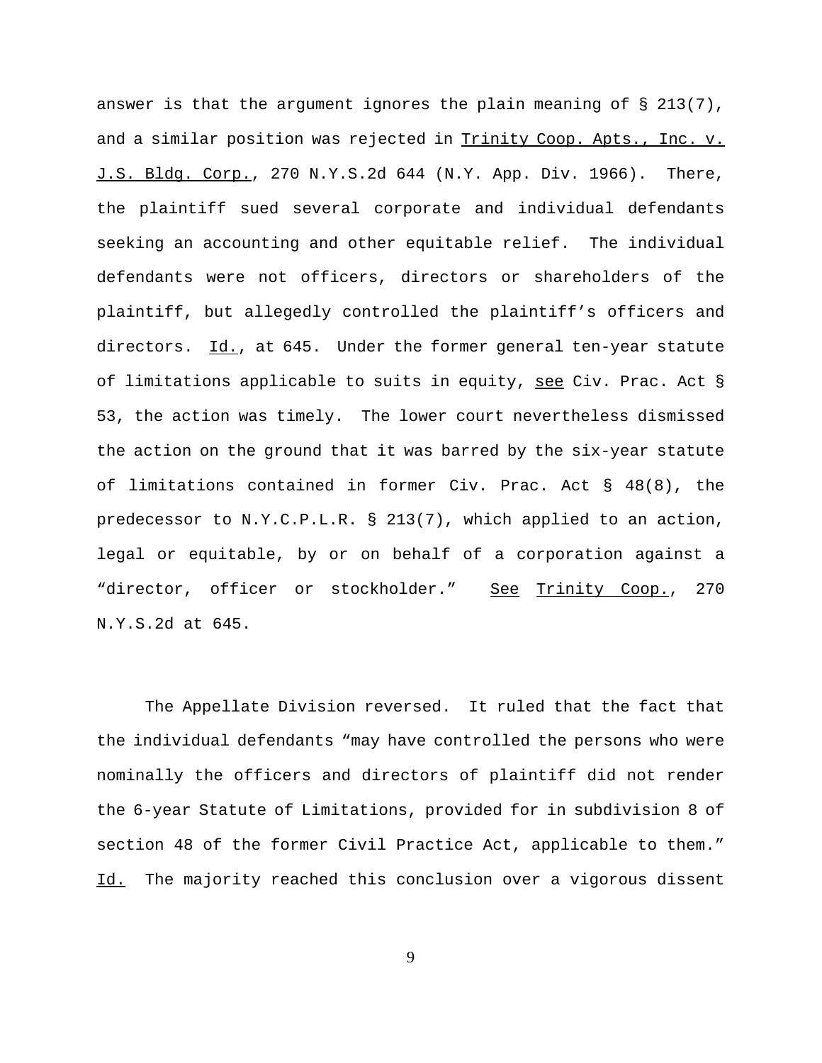answer is that the argument ignores the plain meaning of § 213(7), and a similar position was rejected in Trinity Coop. Apts., Inc. v. J.S. Bldg. Corp., 270 N.Y.S.2d 644 (N.Y. App. Div. 1966). There, the plaintiff sued several corporate and individual defendants seeking an accounting and other equitable relief. The individual defendants were not officers, directors or shareholders of the plaintiff, but allegedly controlled the plaintiff's officers and directors. Id., at 645. Under the former general ten-year statute of limitations applicable to suits in equity, see Civ. Prac. Act § 53, the action was timely. The lower court nevertheless dismissed the action on the ground that it was barred by the six-year statute of limitations contained in former Civ. Prac. Act § 48(8), the predecessor to N.Y.C.P.L.R. § 213(7), which applied to an action, legal or equitable, by or on behalf of a corporation against a "director, officer or stockholder." See Trinity Coop., 270 N.Y.S.2d at 645.

The Appellate Division reversed. It ruled that the fact that the individual defendants "may have controlled the persons who were nominally the officers and directors of plaintiff did not render the 6-year Statute of Limitations, provided for in subdivision 8 of section 48 of the former Civil Practice Act, applicable to them." Id. The majority reached this conclusion over a vigorous dissent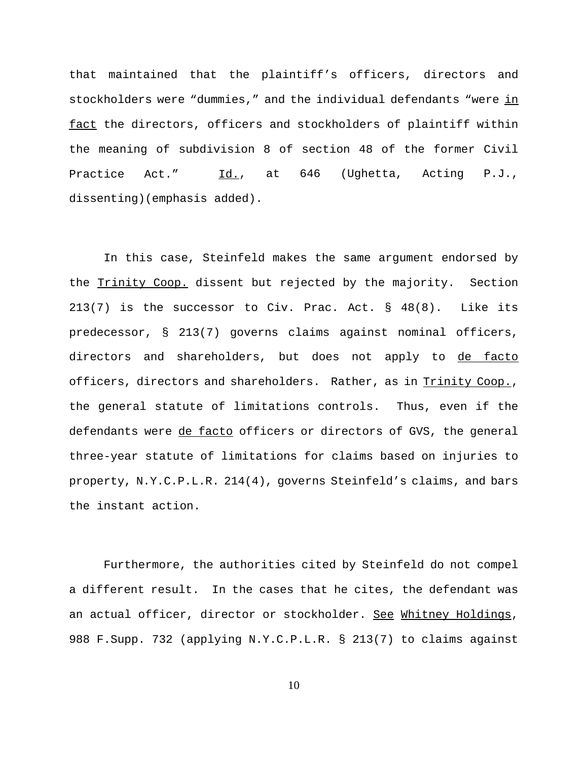that maintained that the plaintiff's officers, directors and stockholders were "dummies," and the individual defendants "were _in fact_ the directors, officers and stockholders of plaintiff within the meaning of subdivision 8 of section 48 of the former Civil Practice Act." _Id._, at 646 (Ughetta, Acting P.J., dissenting)(emphasis added).

In this case, Steinfeld makes the same argument endorsed by the _Trinity Coop._ dissent but rejected by the majority. Section 213(7) is the successor to Civ. Prac. Act. § 48(8). Like its predecessor, § 213(7) governs claims against nominal officers, directors and shareholders, but does not apply to _de facto_ officers, directors and shareholders. Rather, as in _Trinity Coop._, the general statute of limitations controls. Thus, even if the defendants were _de facto_ officers or directors of GVS, the general three-year statute of limitations for claims based on injuries to property, N.Y.C.P.L.R. 214(4), governs Steinfeld's claims, and bars the instant action.

Furthermore, the authorities cited by Steinfeld do not compel a different result. In the cases that he cites, the defendant was an actual officer, director or stockholder. _See_ _Whitney Holdings_, 988 F.Supp. 732 (applying N.Y.C.P.L.R. § 213(7) to claims against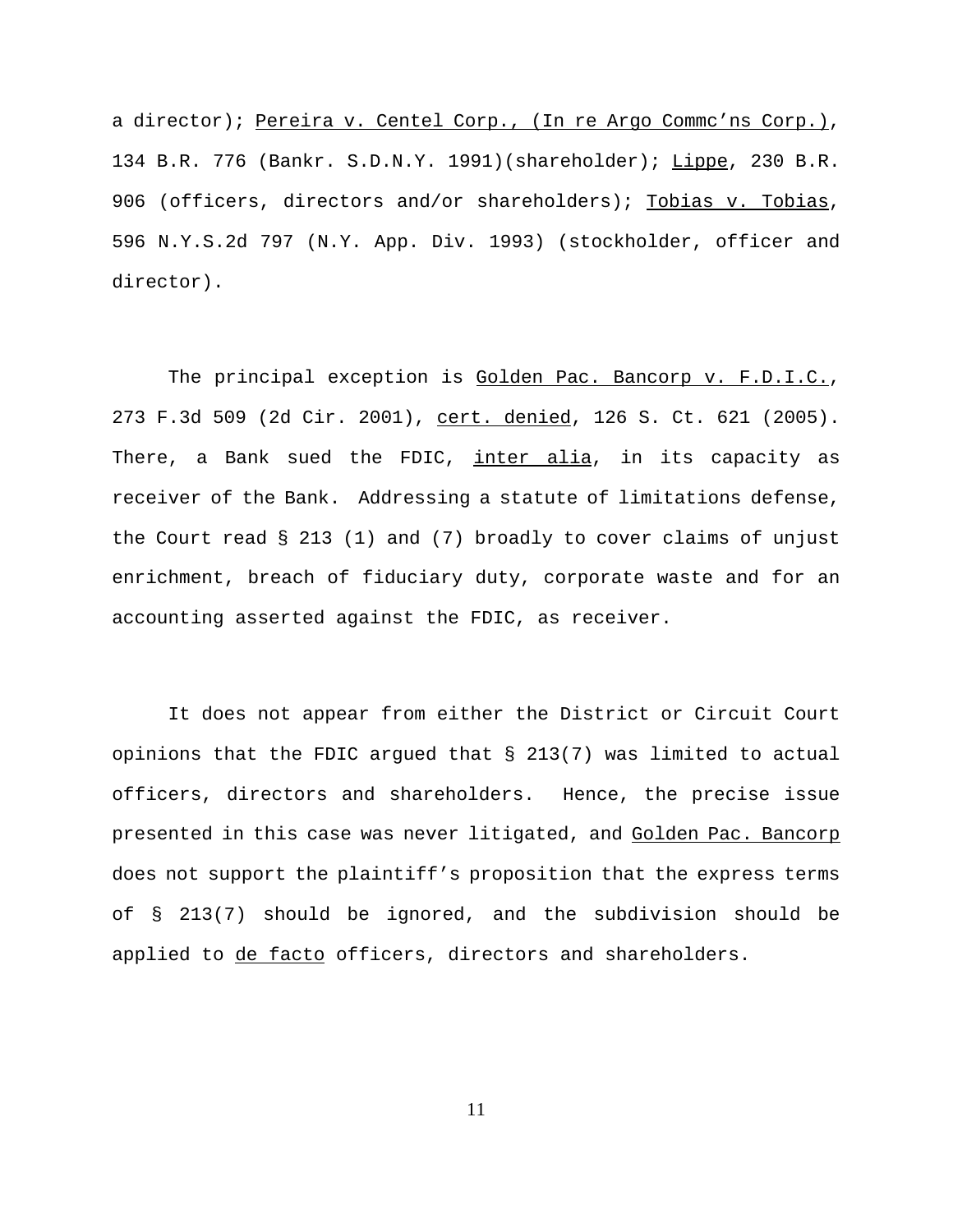a director); Pereira v. Centel Corp., (In re Argo Commc'ns Corp.), 134 B.R. 776 (Bankr. S.D.N.Y. 1991)(shareholder); Lippe, 230 B.R. 906 (officers, directors and/or shareholders); Tobias v. Tobias, 596 N.Y.S.2d 797 (N.Y. App. Div. 1993) (stockholder, officer and director).

The principal exception is Golden Pac. Bancorp v. F.D.I.C., 273 F.3d 509 (2d Cir. 2001), cert. denied, 126 S. Ct. 621 (2005). There, a Bank sued the FDIC, inter alia, in its capacity as receiver of the Bank. Addressing a statute of limitations defense, the Court read § 213 (1) and (7) broadly to cover claims of unjust enrichment, breach of fiduciary duty, corporate waste and for an accounting asserted against the FDIC, as receiver.

It does not appear from either the District or Circuit Court opinions that the FDIC argued that § 213(7) was limited to actual officers, directors and shareholders. Hence, the precise issue presented in this case was never litigated, and Golden Pac. Bancorp does not support the plaintiff's proposition that the express terms of § 213(7) should be ignored, and the subdivision should be applied to de facto officers, directors and shareholders.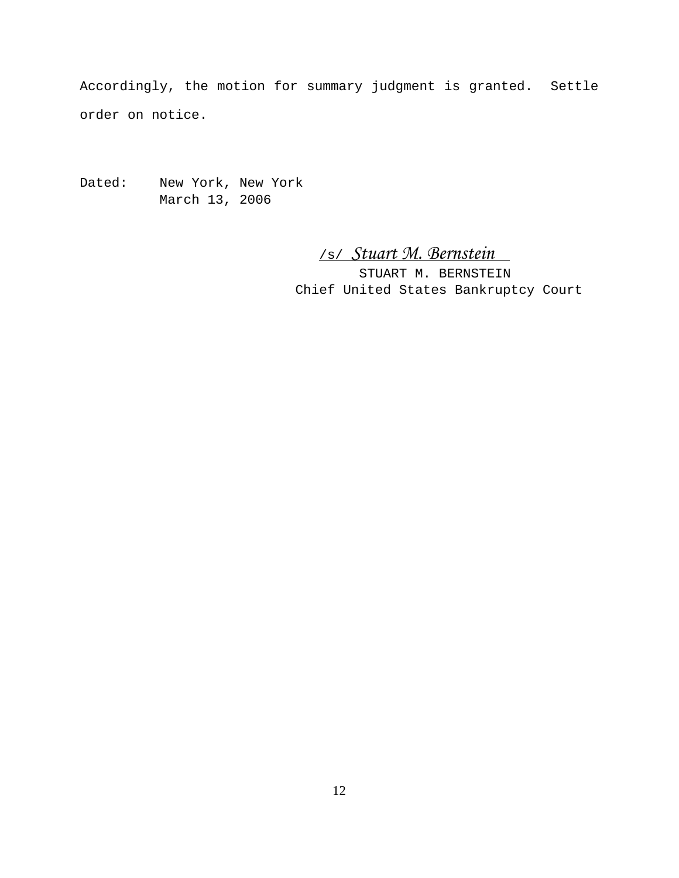Accordingly, the motion for summary judgment is granted. Settle order on notice.

Dated: New York, New York
March 13, 2006

/s/ *Stuart M. Bernstein*
STUART M. BERNSTEIN
Chief United States Bankruptcy Court